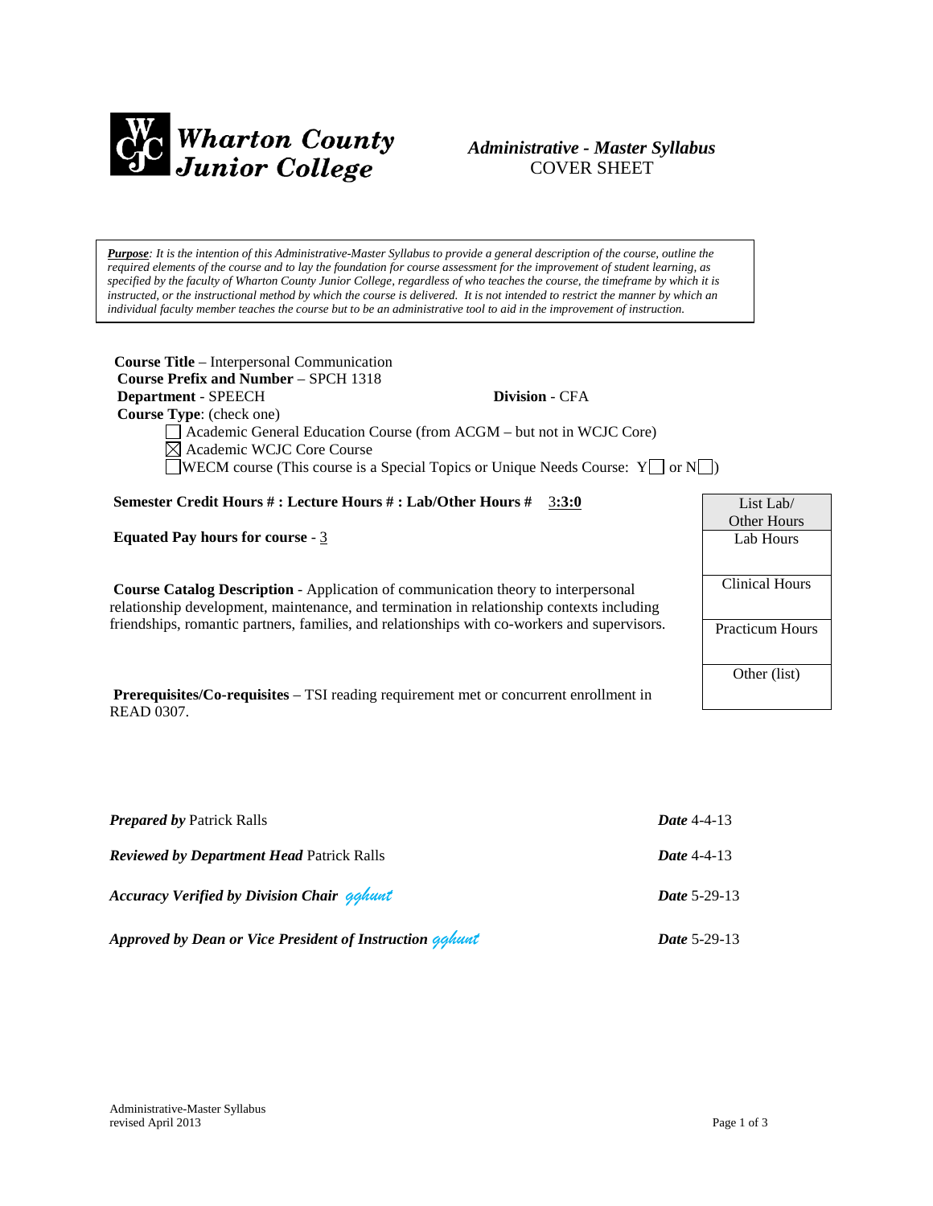**Wharton County Junior College**

*Administrative - Master Syllabus*
COVER SHEET

> ***Purpose**: It is the intention of this Administrative-Master Syllabus to provide a general description of the course, outline the required elements of the course and to lay the foundation for course assessment for the improvement of student learning, as specified by the faculty of Wharton County Junior College, regardless of who teaches the course, the timeframe by which it is instructed, or the instructional method by which the course is delivered. It is not intended to restrict the manner by which an individual faculty member teaches the course but to be an administrative tool to aid in the improvement of instruction.*

**Course Title** – Interpersonal Communication
**Course Prefix and Number** – SPCH 1318
**Department** - SPEECH **Division** - CFA
**Course Type**: (check one)

- ☐ Academic General Education Course (from ACGM – but not in WCJC Core)
- ☒ Academic WCJC Core Course
- ☐ WECM course (This course is a Special Topics or Unique Needs Course: Y☐ or N☐)

**Semester Credit Hours # : Lecture Hours # : Lab/Other Hours #** 3:3:0

**Equated Pay hours for course** - 3

| List Lab/ Other Hours |
|---|
| Lab Hours |
| Clinical Hours |
| Practicum Hours |
| Other (list) |

**Course Catalog Description** - Application of communication theory to interpersonal relationship development, maintenance, and termination in relationship contexts including friendships, romantic partners, families, and relationships with co-workers and supervisors.

**Prerequisites/Co-requisites** – TSI reading requirement met or concurrent enrollment in READ 0307.

*__Prepared by__* Patrick Ralls *__Date__* 4-4-13

*__Reviewed by Department Head__* Patrick Ralls *__Date__* 4-4-13

*__Accuracy Verified by Division Chair__* gghunt *__Date__* 5-29-13

*__Approved by Dean or Vice President of Instruction__* gghunt *__Date__* 5-29-13

Administrative-Master Syllabus
revised April 2013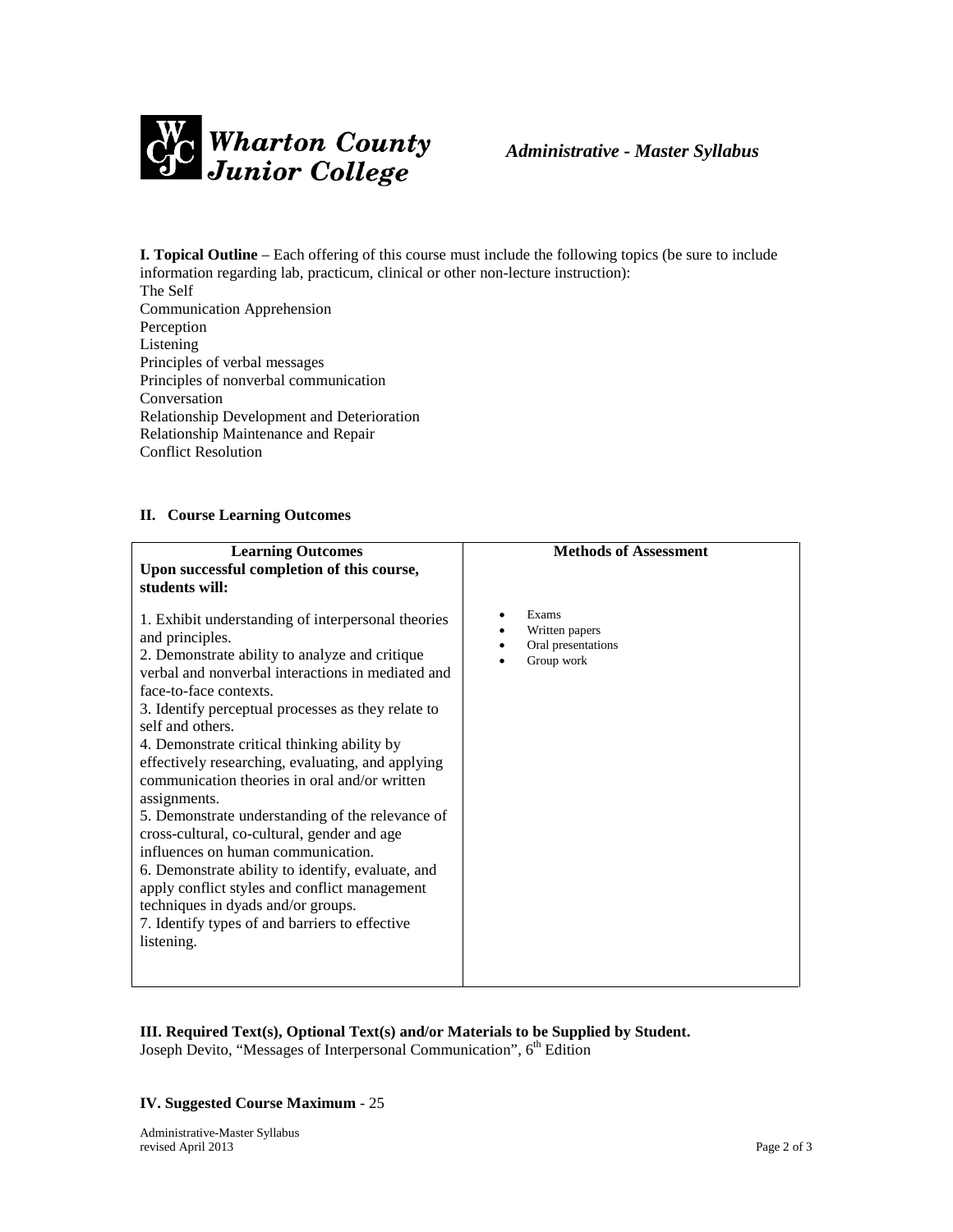**I. Topical Outline** – Each offering of this course must include the following topics (be sure to include information regarding lab, practicum, clinical or other non-lecture instruction):

The Self
Communication Apprehension
Perception
Listening
Principles of verbal messages
Principles of nonverbal communication
Conversation
Relationship Development and Deterioration
Relationship Maintenance and Repair
Conflict Resolution

**II. Course Learning Outcomes**

| **Learning Outcomes** **Upon successful completion of this course, students will:** | **Methods of Assessment** |
|---|---|
| 1. Exhibit understanding of interpersonal theories and principles.<br>2. Demonstrate ability to analyze and critique verbal and nonverbal interactions in mediated and face-to-face contexts.<br>3. Identify perceptual processes as they relate to self and others.<br>4. Demonstrate critical thinking ability by effectively researching, evaluating, and applying communication theories in oral and/or written assignments.<br>5. Demonstrate understanding of the relevance of cross-cultural, co-cultural, gender and age influences on human communication.<br>6. Demonstrate ability to identify, evaluate, and apply conflict styles and conflict management techniques in dyads and/or groups.<br>7. Identify types of and barriers to effective listening. | • Exams<br>• Written papers<br>• Oral presentations<br>• Group work |

**III. Required Text(s), Optional Text(s) and/or Materials to be Supplied by Student.**

Joseph Devito, "Messages of Interpersonal Communication", 6th Edition

**IV. Suggested Course Maximum** - 25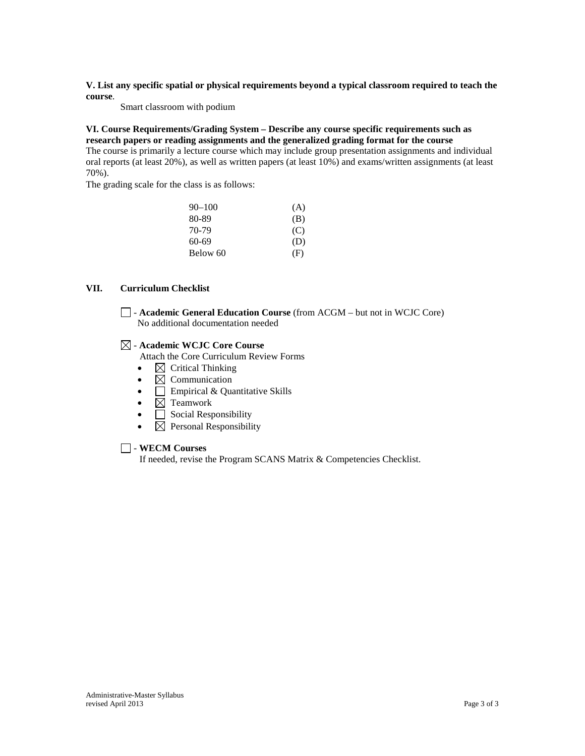**V. List any specific spatial or physical requirements beyond a typical classroom required to teach the course**.

Smart classroom with podium

**VI. Course Requirements/Grading System – Describe any course specific requirements such as research papers or reading assignments and the generalized grading format for the course**

The course is primarily a lecture course which may include group presentation assignments and individual oral reports (at least 20%), as well as written papers (at least 10%) and exams/written assignments (at least 70%).

The grading scale for the class is as follows:

| | |
|---|---|
| 90–100 | (A) |
| 80-89 | (B) |
| 70-79 | (C) |
| 60-69 | (D) |
| Below 60 | (F) |

**VII. Curriculum Checklist**

☐ - **Academic General Education Course** (from ACGM – but not in WCJC Core)
No additional documentation needed

☒ - **Academic WCJC Core Course**
Attach the Core Curriculum Review Forms

- ☒ Critical Thinking
- ☒ Communication
- ☐ Empirical & Quantitative Skills
- ☒ Teamwork
- ☐ Social Responsibility
- ☒ Personal Responsibility

☐ - **WECM Courses**
If needed, revise the Program SCANS Matrix & Competencies Checklist.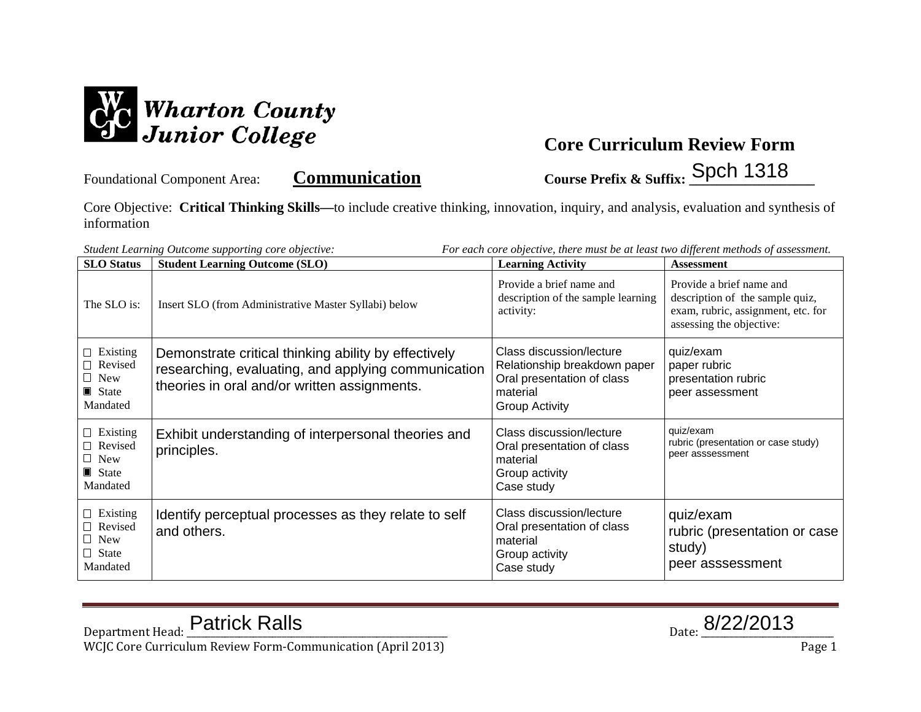Wharton County Junior College

# Core Curriculum Review Form

Foundational Component Area: **Communication**

**Course Prefix & Suffix:** Spch 1318

Core Objective: **Critical Thinking Skills—**to include creative thinking, innovation, inquiry, and analysis, evaluation and synthesis of information

*Student Learning Outcome supporting core objective:* *For each core objective, there must be at least two different methods of assessment.*

| SLO Status | Student Learning Outcome (SLO) | Learning Activity | Assessment |
|---|---|---|---|
| The SLO is: | Insert SLO (from Administrative Master Syllabi) below | Provide a brief name and description of the sample learning activity: | Provide a brief name and description of the sample quiz, exam, rubric, assignment, etc. for assessing the objective: |
| ☐ Existing<br>☐ Revised<br>☐ New<br>▣ State Mandated | Demonstrate critical thinking ability by effectively researching, evaluating, and applying communication theories in oral and/or written assignments. | Class discussion/lecture<br>Relationship breakdown paper<br>Oral presentation of class material<br>Group Activity | quiz/exam<br>paper rubric<br>presentation rubric<br>peer assessment |
| ☐ Existing<br>☐ Revised<br>☐ New<br>▣ State Mandated | Exhibit understanding of interpersonal theories and principles. | Class discussion/lecture<br>Oral presentation of class material<br>Group activity<br>Case study | quiz/exam<br>rubric (presentation or case study)<br>peer asssessment |
| ☐ Existing<br>☐ Revised<br>☐ New<br>☐ State Mandated | Identify perceptual processes as they relate to self and others. | Class discussion/lecture<br>Oral presentation of class material<br>Group activity<br>Case study | quiz/exam<br>rubric (presentation or case study)<br>peer asssessment |

Department Head: Patrick Ralls

Date: 8/22/2013

WCJC Core Curriculum Review Form-Communication (April 2013)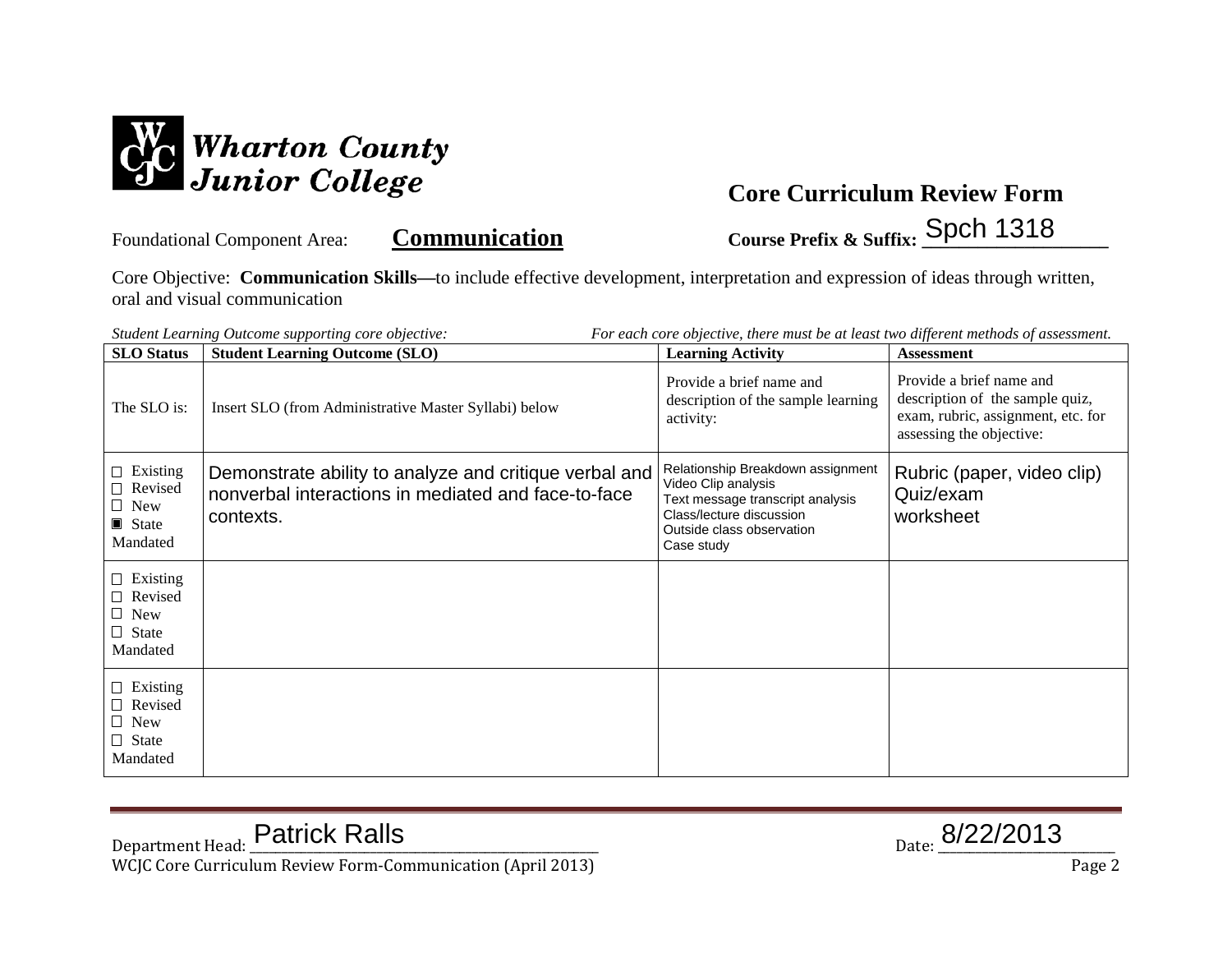Wharton County Junior College

## Core Curriculum Review Form

Foundational Component Area: **Communication** **Course Prefix & Suffix:** Spch 1318

Core Objective: **Communication Skills—**to include effective development, interpretation and expression of ideas through written, oral and visual communication

*Student Learning Outcome supporting core objective:* *For each core objective, there must be at least two different methods of assessment.*

| SLO Status | Student Learning Outcome (SLO) | Learning Activity | Assessment |
|---|---|---|---|
| The SLO is: | Insert SLO (from Administrative Master Syllabi) below | Provide a brief name and description of the sample learning activity: | Provide a brief name and description of the sample quiz, exam, rubric, assignment, etc. for assessing the objective: |
| ☐ Existing ☐ Revised ☐ New ▣ State Mandated | Demonstrate ability to analyze and critique verbal and nonverbal interactions in mediated and face-to-face contexts. | Relationship Breakdown assignment<br>Video Clip analysis<br>Text message transcript analysis<br>Class/lecture discussion<br>Outside class observation<br>Case study | Rubric (paper, video clip)<br>Quiz/exam<br>worksheet |
| ☐ Existing ☐ Revised ☐ New ☐ State Mandated | | | |
| ☐ Existing ☐ Revised ☐ New ☐ State Mandated | | | |

Department Head: Patrick Ralls Date: 8/22/2013

WCJC Core Curriculum Review Form-Communication (April 2013)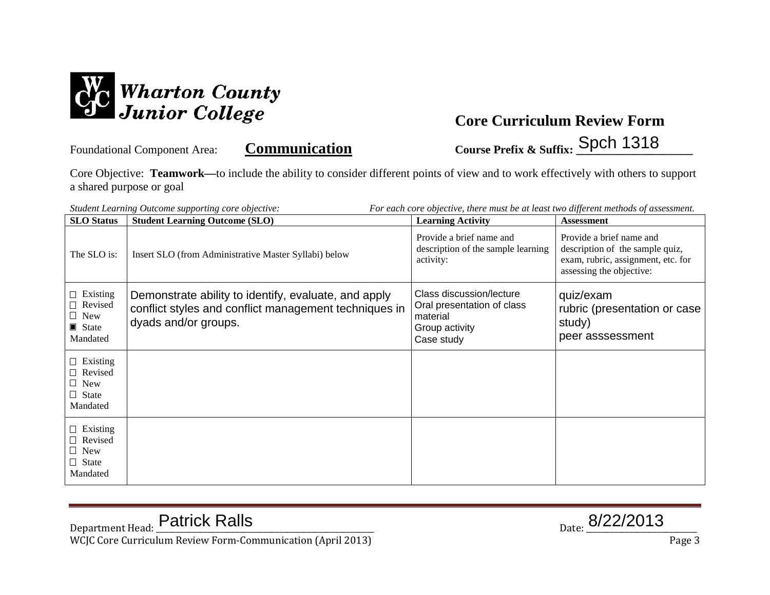Wharton County Junior College

## Core Curriculum Review Form

Foundational Component Area: **Communication** Course Prefix & Suffix: Spch 1318

Core Objective: **Teamwork—**to include the ability to consider different points of view and to work effectively with others to support a shared purpose or goal

*Student Learning Outcome supporting core objective:* *For each core objective, there must be at least two different methods of assessment.*

| SLO Status | Student Learning Outcome (SLO) | Learning Activity | Assessment |
|---|---|---|---|
| The SLO is: | Insert SLO (from Administrative Master Syllabi) below | Provide a brief name and description of the sample learning activity: | Provide a brief name and description of the sample quiz, exam, rubric, assignment, etc. for assessing the objective: |
| ☐ Existing ☐ Revised ☐ New ▣ State Mandated | Demonstrate ability to identify, evaluate, and apply conflict styles and conflict management techniques in dyads and/or groups. | Class discussion/lecture<br>Oral presentation of class material<br>Group activity<br>Case study | quiz/exam<br>rubric (presentation or case study)<br>peer asssessment |
| ☐ Existing ☐ Revised ☐ New ☐ State Mandated | | | |
| ☐ Existing ☐ Revised ☐ New ☐ State Mandated | | | |

Department Head: Patrick Ralls Date: 8/22/2013

WCJC Core Curriculum Review Form-Communication (April 2013)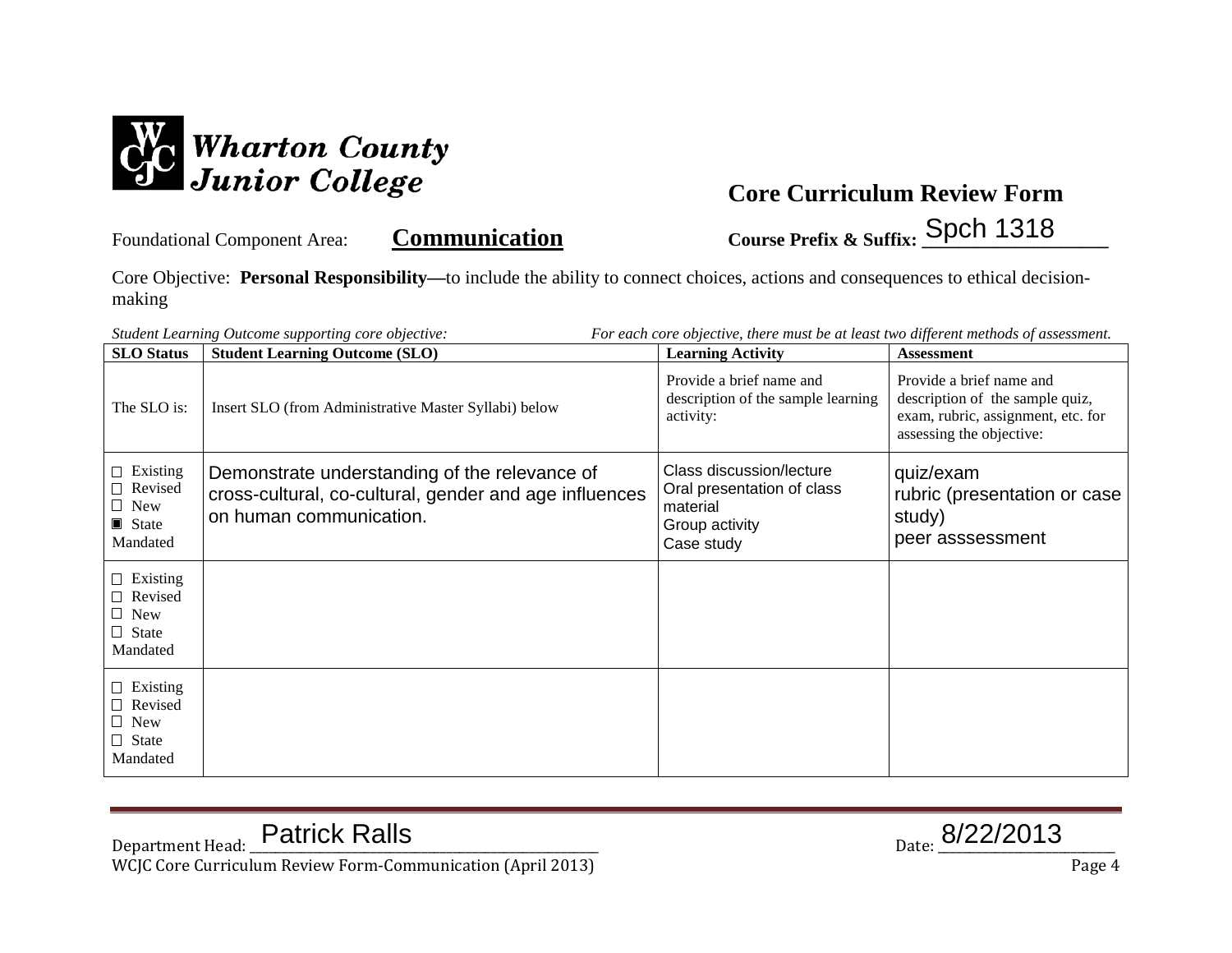**Wharton County Junior College**

## Core Curriculum Review Form

Foundational Component Area: **Communication**

**Course Prefix & Suffix:** Spch 1318

Core Objective: **Personal Responsibility—**to include the ability to connect choices, actions and consequences to ethical decision-making

*Student Learning Outcome supporting core objective:* *For each core objective, there must be at least two different methods of assessment.*

| SLO Status | Student Learning Outcome (SLO) | Learning Activity | Assessment |
|---|---|---|---|
| The SLO is: | Insert SLO (from Administrative Master Syllabi) below | Provide a brief name and description of the sample learning activity: | Provide a brief name and description of the sample quiz, exam, rubric, assignment, etc. for assessing the objective: |
| ☐ Existing<br>☐ Revised<br>☐ New<br>▣ State Mandated | Demonstrate understanding of the relevance of cross-cultural, co-cultural, gender and age influences on human communication. | Class discussion/lecture<br>Oral presentation of class material<br>Group activity<br>Case study | quiz/exam<br>rubric (presentation or case study)<br>peer asssessment |
| ☐ Existing<br>☐ Revised<br>☐ New<br>☐ State Mandated | | | |
| ☐ Existing<br>☐ Revised<br>☐ New<br>☐ State Mandated | | | |

Department Head: Patrick Ralls

Date: 8/22/2013

WCJC Core Curriculum Review Form-Communication (April 2013)